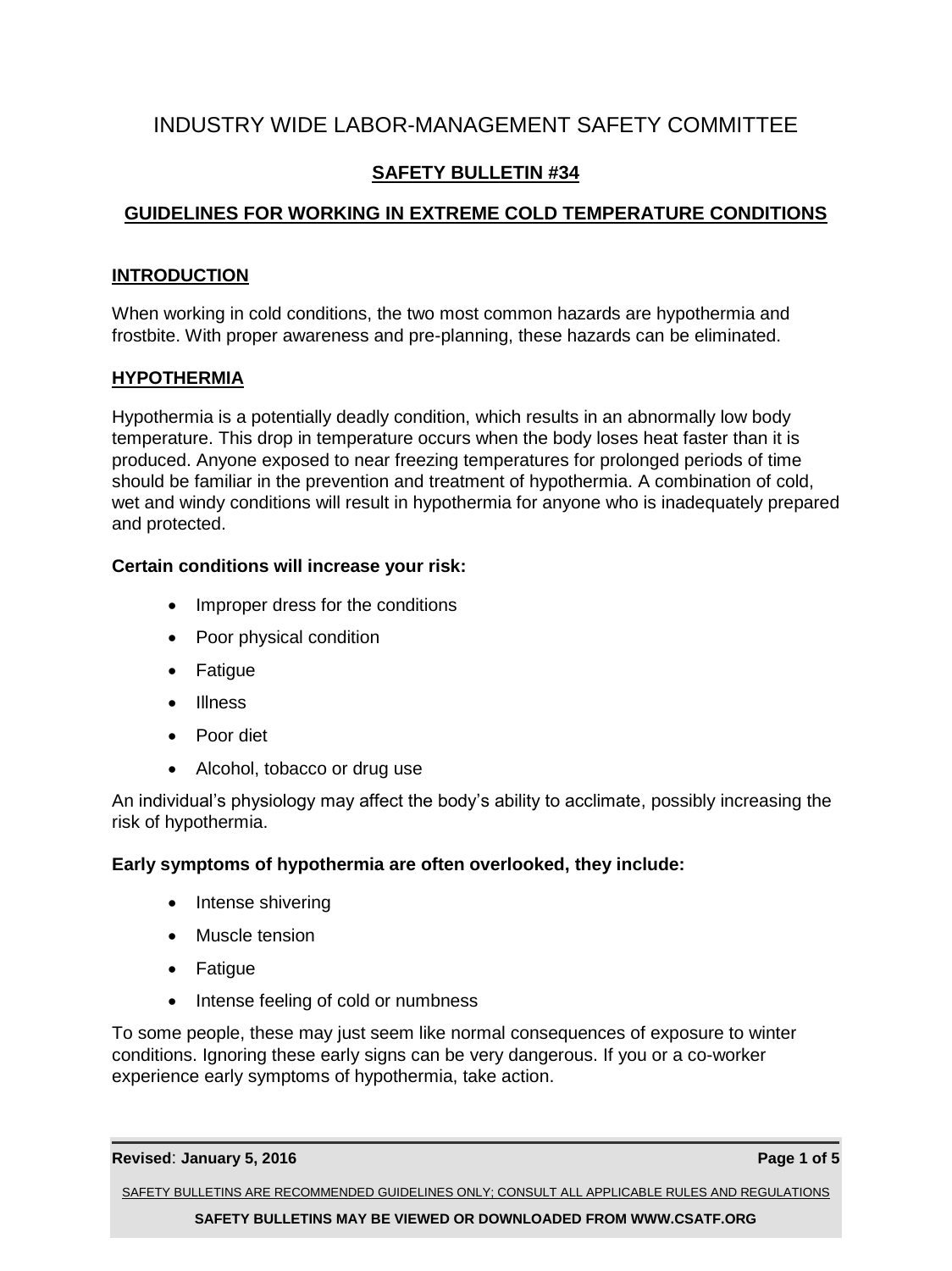# INDUSTRY WIDE LABOR-MANAGEMENT SAFETY COMMITTEE

## SAFETY BULLETIN #34

## GUIDELINES FOR WORKING IN EXTREME COLD TEMPERATURE CONDITIONS

### INTRODUCTION

When working in cold conditions, the two most common hazards are hypothermia and frostbite. With proper awareness and pre-planning, these hazards can be eliminated.

### HYPOTHERMIA

Hypothermia is a potentially deadly condition, which results in an abnormally low body temperature. This drop in temperature occurs when the body loses heat faster than it is produced. Anyone exposed to near freezing temperatures for prolonged periods of time should be familiar in the prevention and treatment of hypothermia. A combination of cold, wet and windy conditions will result in hypothermia for anyone who is inadequately prepared and protected.

**Certain conditions will increase your risk:**

- Improper dress for the conditions
- Poor physical condition
- Fatigue
- Illness
- Poor diet
- Alcohol, tobacco or drug use

An individual's physiology may affect the body's ability to acclimate, possibly increasing the risk of hypothermia.

**Early symptoms of hypothermia are often overlooked, they include:**

- Intense shivering
- Muscle tension
- Fatigue
- Intense feeling of cold or numbness

To some people, these may just seem like normal consequences of exposure to winter conditions. Ignoring these early signs can be very dangerous. If you or a co-worker experience early symptoms of hypothermia, take action.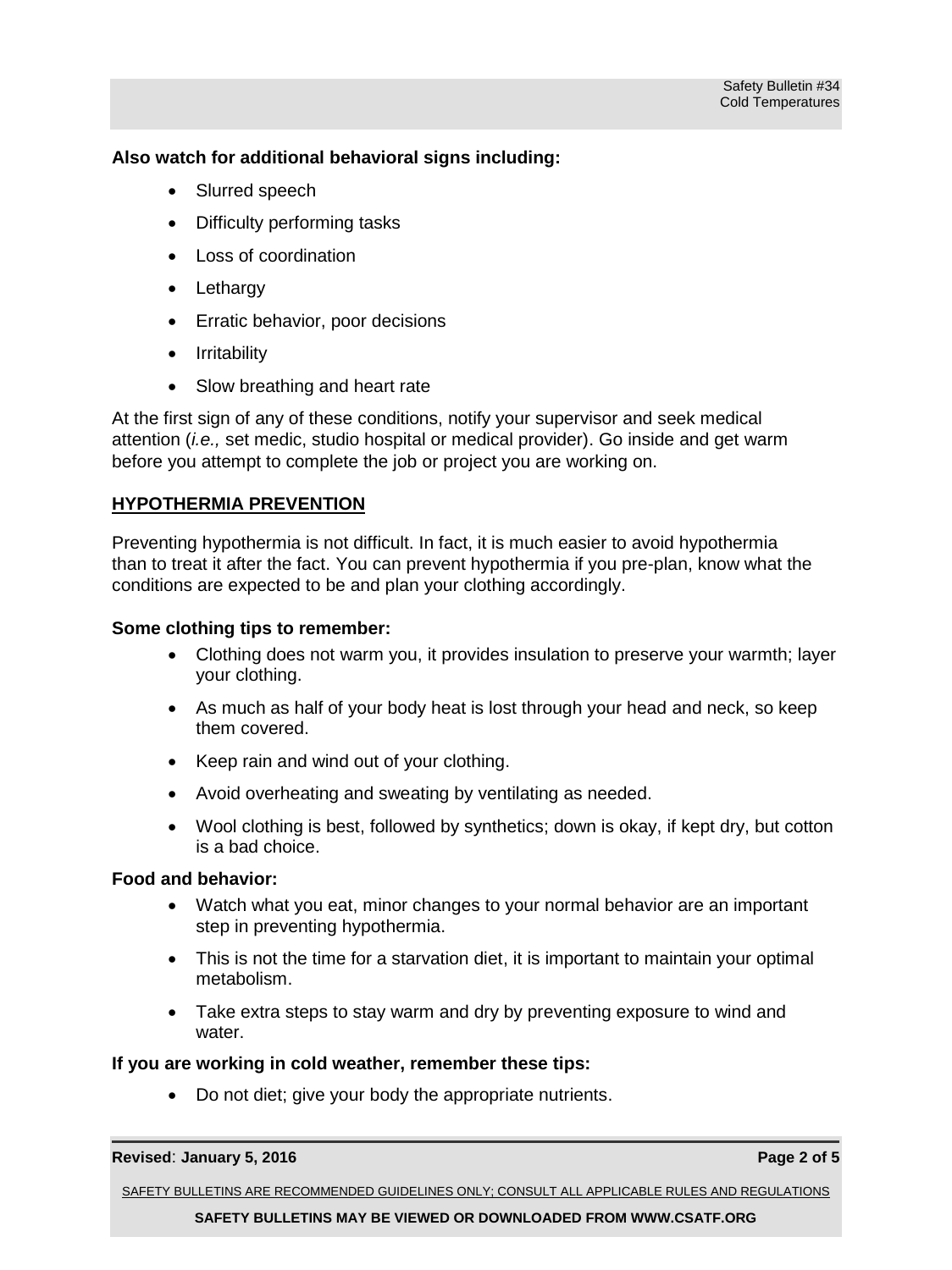**Also watch for additional behavioral signs including:**

- Slurred speech
- Difficulty performing tasks
- Loss of coordination
- Lethargy
- Erratic behavior, poor decisions
- Irritability
- Slow breathing and heart rate

At the first sign of any of these conditions, notify your supervisor and seek medical attention (*i.e.,* set medic, studio hospital or medical provider). Go inside and get warm before you attempt to complete the job or project you are working on.

## HYPOTHERMIA PREVENTION

Preventing hypothermia is not difficult. In fact, it is much easier to avoid hypothermia than to treat it after the fact. You can prevent hypothermia if you pre-plan, know what the conditions are expected to be and plan your clothing accordingly.

**Some clothing tips to remember:**

- Clothing does not warm you, it provides insulation to preserve your warmth; layer your clothing.
- As much as half of your body heat is lost through your head and neck, so keep them covered.
- Keep rain and wind out of your clothing.
- Avoid overheating and sweating by ventilating as needed.
- Wool clothing is best, followed by synthetics; down is okay, if kept dry, but cotton is a bad choice.

**Food and behavior:**

- Watch what you eat, minor changes to your normal behavior are an important step in preventing hypothermia.
- This is not the time for a starvation diet, it is important to maintain your optimal metabolism.
- Take extra steps to stay warm and dry by preventing exposure to wind and water.

**If you are working in cold weather, remember these tips:**

- Do not diet; give your body the appropriate nutrients.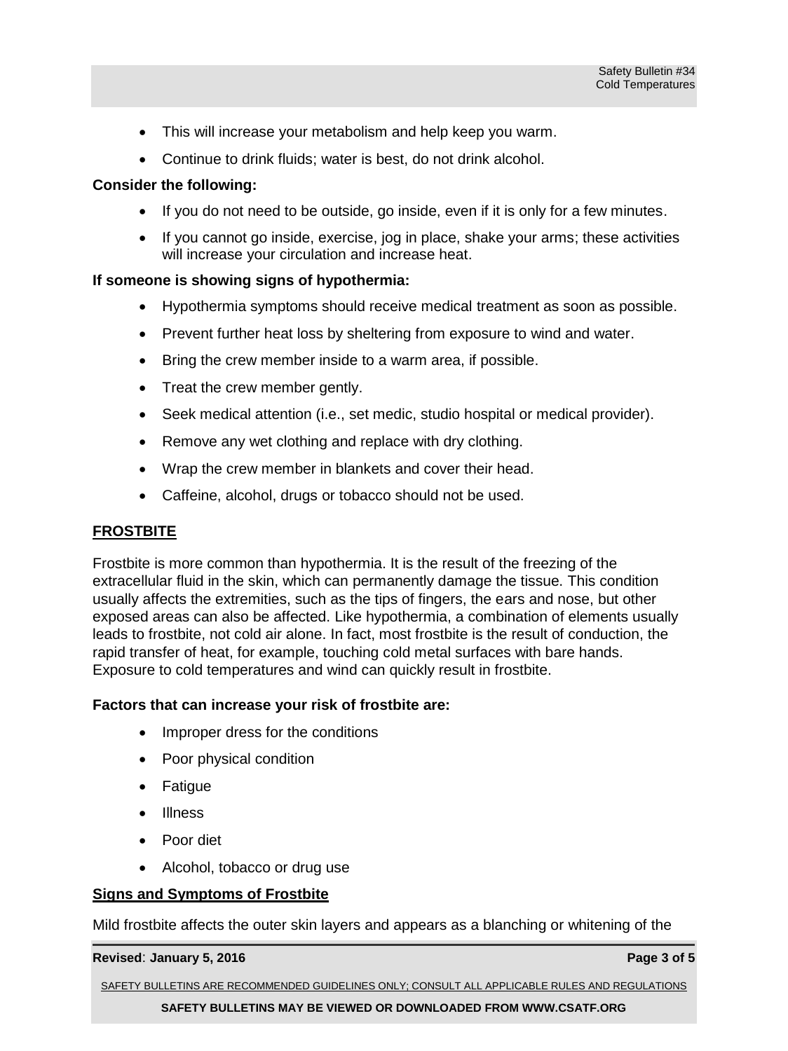- This will increase your metabolism and help keep you warm.
- Continue to drink fluids; water is best, do not drink alcohol.

**Consider the following:**

- If you do not need to be outside, go inside, even if it is only for a few minutes.
- If you cannot go inside, exercise, jog in place, shake your arms; these activities will increase your circulation and increase heat.

**If someone is showing signs of hypothermia:**

- Hypothermia symptoms should receive medical treatment as soon as possible.
- Prevent further heat loss by sheltering from exposure to wind and water.
- Bring the crew member inside to a warm area, if possible.
- Treat the crew member gently.
- Seek medical attention (i.e., set medic, studio hospital or medical provider).
- Remove any wet clothing and replace with dry clothing.
- Wrap the crew member in blankets and cover their head.
- Caffeine, alcohol, drugs or tobacco should not be used.

## FROSTBITE

Frostbite is more common than hypothermia. It is the result of the freezing of the extracellular fluid in the skin, which can permanently damage the tissue. This condition usually affects the extremities, such as the tips of fingers, the ears and nose, but other exposed areas can also be affected. Like hypothermia, a combination of elements usually leads to frostbite, not cold air alone. In fact, most frostbite is the result of conduction, the rapid transfer of heat, for example, touching cold metal surfaces with bare hands. Exposure to cold temperatures and wind can quickly result in frostbite.

**Factors that can increase your risk of frostbite are:**

- Improper dress for the conditions
- Poor physical condition
- Fatigue
- Illness
- Poor diet
- Alcohol, tobacco or drug use

### Signs and Symptoms of Frostbite

Mild frostbite affects the outer skin layers and appears as a blanching or whitening of the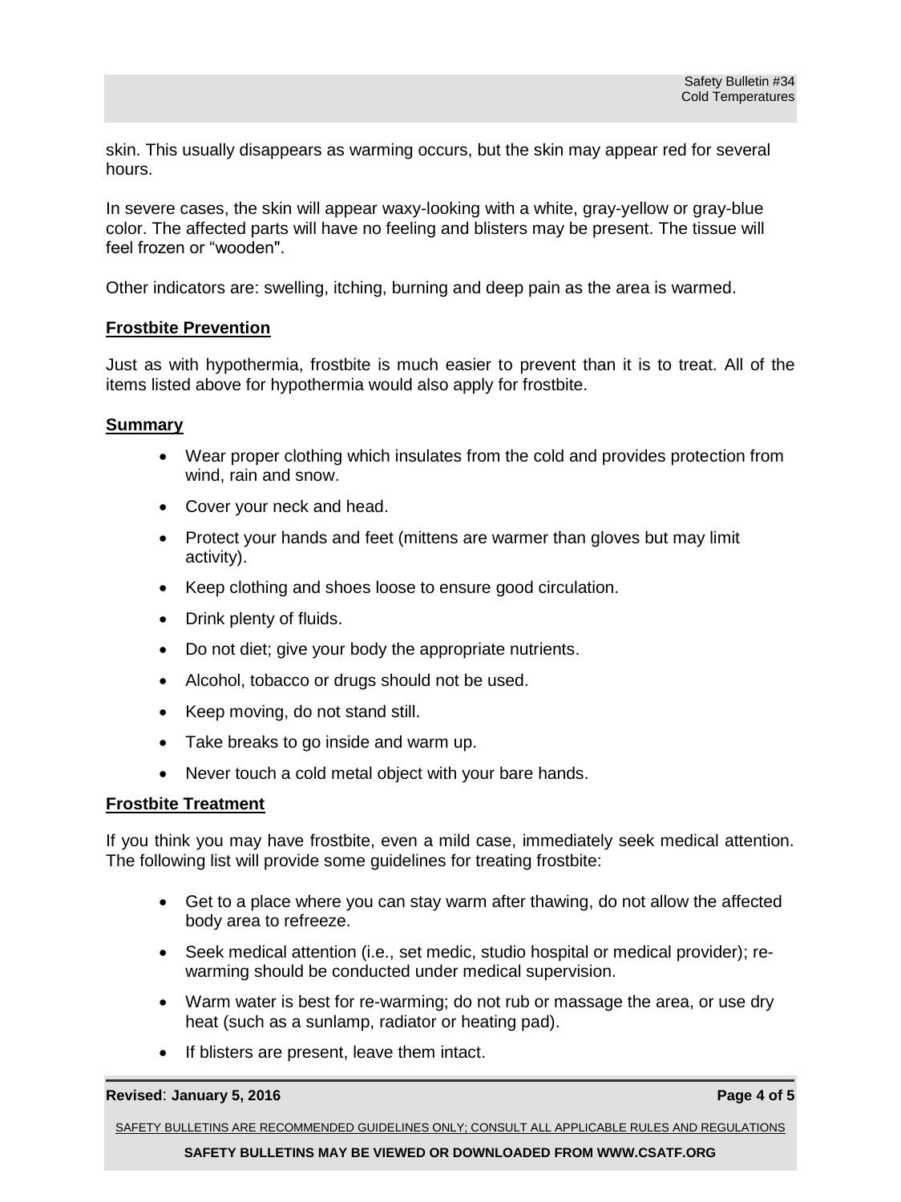skin. This usually disappears as warming occurs, but the skin may appear red for several hours.

In severe cases, the skin will appear waxy-looking with a white, gray-yellow or gray-blue color. The affected parts will have no feeling and blisters may be present. The tissue will feel frozen or "wooden".

Other indicators are: swelling, itching, burning and deep pain as the area is warmed.

## Frostbite Prevention

Just as with hypothermia, frostbite is much easier to prevent than it is to treat. All of the items listed above for hypothermia would also apply for frostbite.

## Summary

- Wear proper clothing which insulates from the cold and provides protection from wind, rain and snow.
- Cover your neck and head.
- Protect your hands and feet (mittens are warmer than gloves but may limit activity).
- Keep clothing and shoes loose to ensure good circulation.
- Drink plenty of fluids.
- Do not diet; give your body the appropriate nutrients.
- Alcohol, tobacco or drugs should not be used.
- Keep moving, do not stand still.
- Take breaks to go inside and warm up.
- Never touch a cold metal object with your bare hands.

## Frostbite Treatment

If you think you may have frostbite, even a mild case, immediately seek medical attention. The following list will provide some guidelines for treating frostbite:

- Get to a place where you can stay warm after thawing, do not allow the affected body area to refreeze.
- Seek medical attention (i.e., set medic, studio hospital or medical provider); re-warming should be conducted under medical supervision.
- Warm water is best for re-warming; do not rub or massage the area, or use dry heat (such as a sunlamp, radiator or heating pad).
- If blisters are present, leave them intact.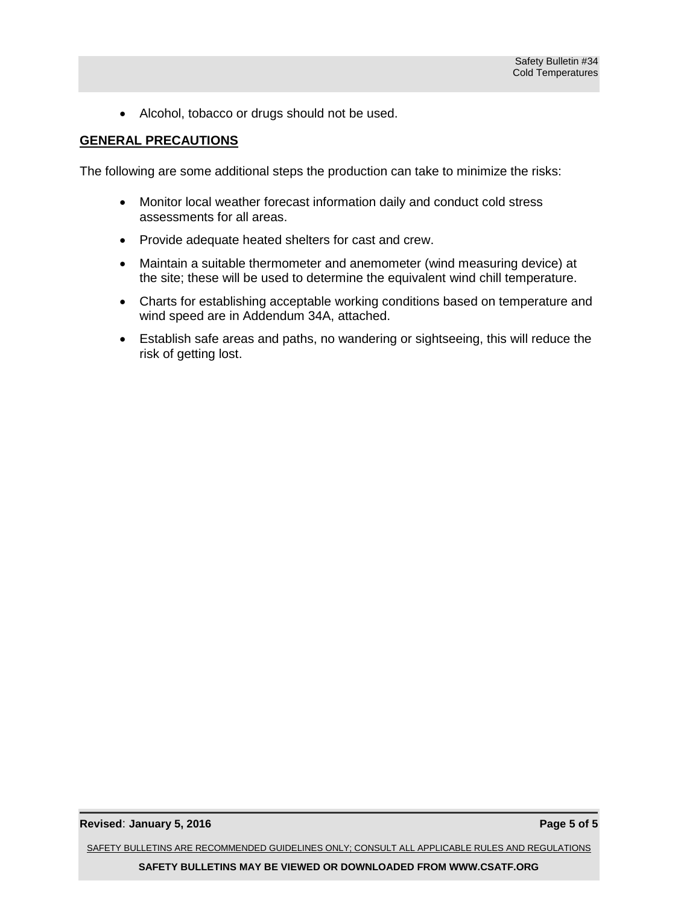- Alcohol, tobacco or drugs should not be used.

## GENERAL PRECAUTIONS

The following are some additional steps the production can take to minimize the risks:

- Monitor local weather forecast information daily and conduct cold stress assessments for all areas.
- Provide adequate heated shelters for cast and crew.
- Maintain a suitable thermometer and anemometer (wind measuring device) at the site; these will be used to determine the equivalent wind chill temperature.
- Charts for establishing acceptable working conditions based on temperature and wind speed are in Addendum 34A, attached.
- Establish safe areas and paths, no wandering or sightseeing, this will reduce the risk of getting lost.